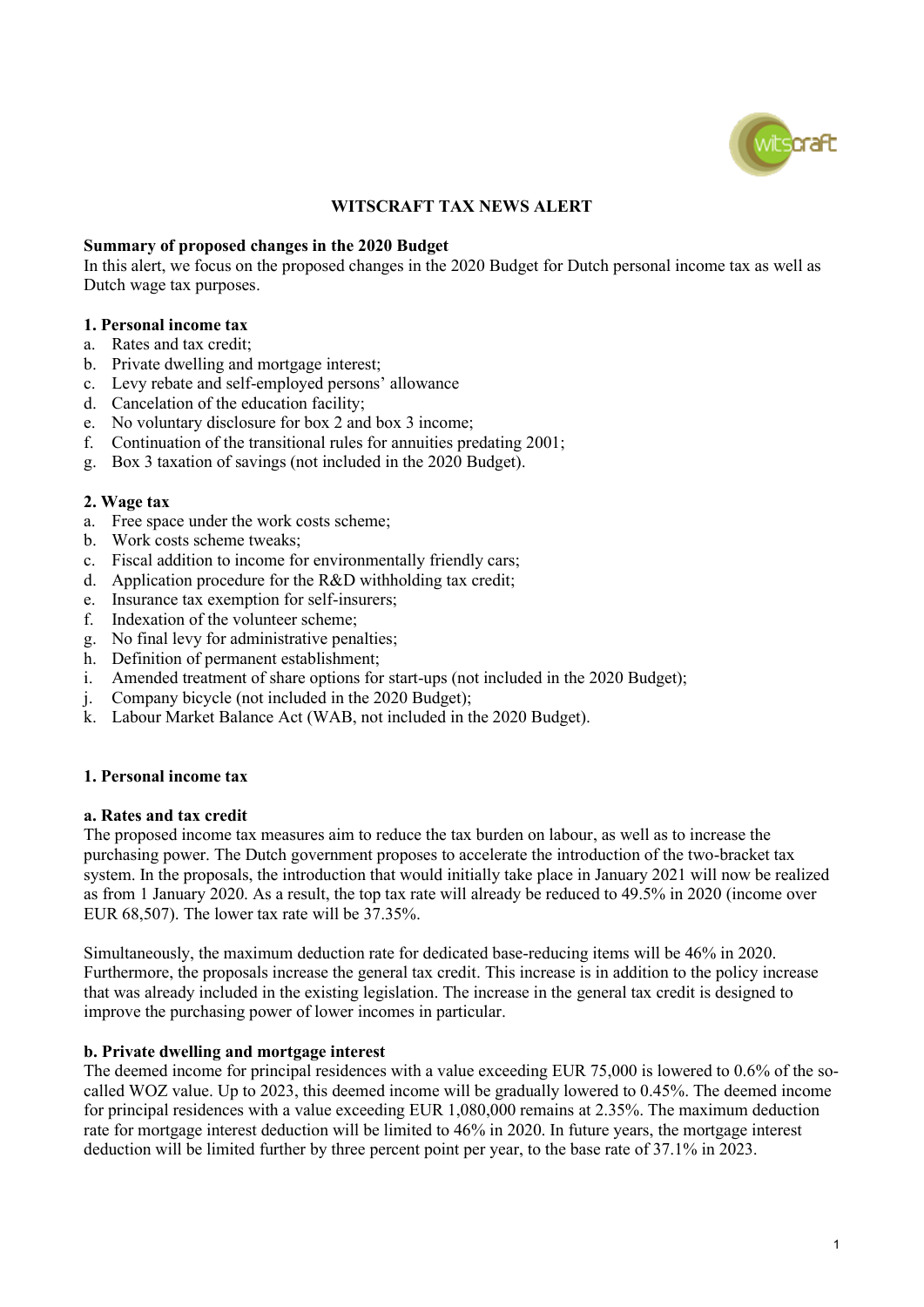# WITSCRAFT TAX NEWS ALERT

**Summary of proposed changes in the 2020 Budget**

In this alert, we focus on the proposed changes in the 2020 Budget for Dutch personal income tax as well as Dutch wage tax purposes.

**1. Personal income tax**

a. Rates and tax credit;
b. Private dwelling and mortgage interest;
c. Levy rebate and self-employed persons' allowance
d. Cancelation of the education facility;
e. No voluntary disclosure for box 2 and box 3 income;
f. Continuation of the transitional rules for annuities predating 2001;
g. Box 3 taxation of savings (not included in the 2020 Budget).

**2. Wage tax**

a. Free space under the work costs scheme;
b. Work costs scheme tweaks;
c. Fiscal addition to income for environmentally friendly cars;
d. Application procedure for the R&D withholding tax credit;
e. Insurance tax exemption for self-insurers;
f. Indexation of the volunteer scheme;
g. No final levy for administrative penalties;
h. Definition of permanent establishment;
i. Amended treatment of share options for start-ups (not included in the 2020 Budget);
j. Company bicycle (not included in the 2020 Budget);
k. Labour Market Balance Act (WAB, not included in the 2020 Budget).

## 1. Personal income tax

### a. Rates and tax credit

The proposed income tax measures aim to reduce the tax burden on labour, as well as to increase the purchasing power. The Dutch government proposes to accelerate the introduction of the two-bracket tax system. In the proposals, the introduction that would initially take place in January 2021 will now be realized as from 1 January 2020. As a result, the top tax rate will already be reduced to 49.5% in 2020 (income over EUR 68,507). The lower tax rate will be 37.35%.

Simultaneously, the maximum deduction rate for dedicated base-reducing items will be 46% in 2020. Furthermore, the proposals increase the general tax credit. This increase is in addition to the policy increase that was already included in the existing legislation. The increase in the general tax credit is designed to improve the purchasing power of lower incomes in particular.

### b. Private dwelling and mortgage interest

The deemed income for principal residences with a value exceeding EUR 75,000 is lowered to 0.6% of the so-called WOZ value. Up to 2023, this deemed income will be gradually lowered to 0.45%. The deemed income for principal residences with a value exceeding EUR 1,080,000 remains at 2.35%. The maximum deduction rate for mortgage interest deduction will be limited to 46% in 2020. In future years, the mortgage interest deduction will be limited further by three percent point per year, to the base rate of 37.1% in 2023.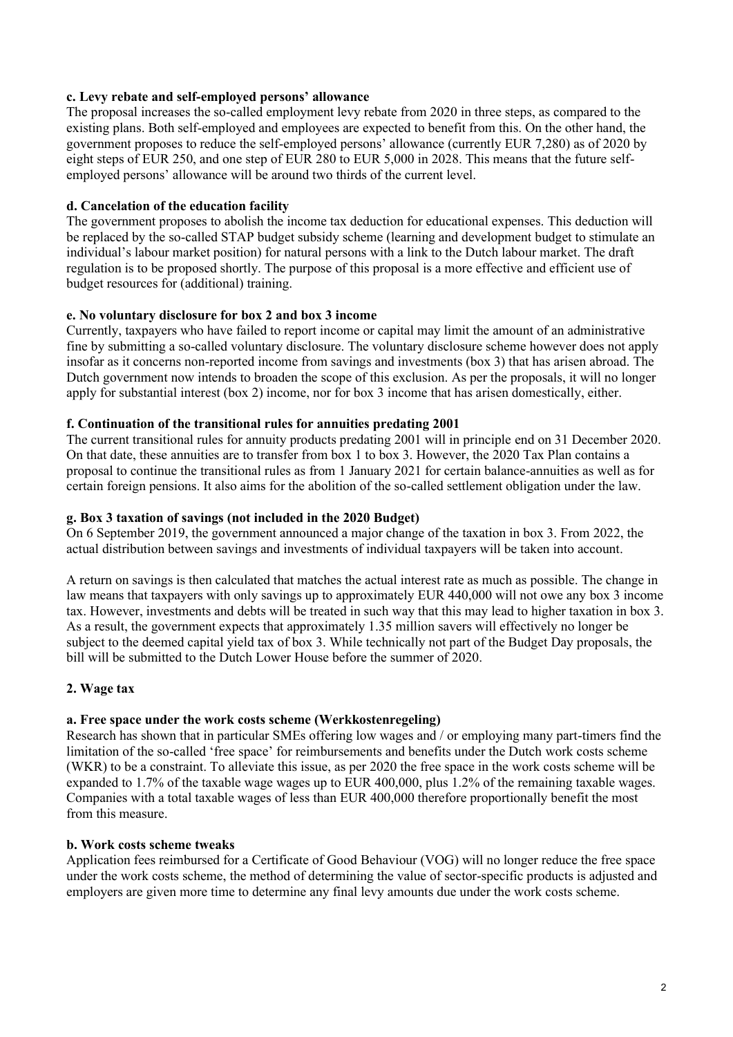#### c. Levy rebate and self-employed persons' allowance

The proposal increases the so-called employment levy rebate from 2020 in three steps, as compared to the existing plans. Both self-employed and employees are expected to benefit from this. On the other hand, the government proposes to reduce the self-employed persons' allowance (currently EUR 7,280) as of 2020 by eight steps of EUR 250, and one step of EUR 280 to EUR 5,000 in 2028. This means that the future self-employed persons' allowance will be around two thirds of the current level.

#### d. Cancelation of the education facility

The government proposes to abolish the income tax deduction for educational expenses. This deduction will be replaced by the so-called STAP budget subsidy scheme (learning and development budget to stimulate an individual's labour market position) for natural persons with a link to the Dutch labour market. The draft regulation is to be proposed shortly. The purpose of this proposal is a more effective and efficient use of budget resources for (additional) training.

#### e. No voluntary disclosure for box 2 and box 3 income

Currently, taxpayers who have failed to report income or capital may limit the amount of an administrative fine by submitting a so-called voluntary disclosure. The voluntary disclosure scheme however does not apply insofar as it concerns non-reported income from savings and investments (box 3) that has arisen abroad. The Dutch government now intends to broaden the scope of this exclusion. As per the proposals, it will no longer apply for substantial interest (box 2) income, nor for box 3 income that has arisen domestically, either.

#### f. Continuation of the transitional rules for annuities predating 2001

The current transitional rules for annuity products predating 2001 will in principle end on 31 December 2020. On that date, these annuities are to transfer from box 1 to box 3. However, the 2020 Tax Plan contains a proposal to continue the transitional rules as from 1 January 2021 for certain balance-annuities as well as for certain foreign pensions. It also aims for the abolition of the so-called settlement obligation under the law.

#### g. Box 3 taxation of savings (not included in the 2020 Budget)

On 6 September 2019, the government announced a major change of the taxation in box 3. From 2022, the actual distribution between savings and investments of individual taxpayers will be taken into account.

A return on savings is then calculated that matches the actual interest rate as much as possible. The change in law means that taxpayers with only savings up to approximately EUR 440,000 will not owe any box 3 income tax. However, investments and debts will be treated in such way that this may lead to higher taxation in box 3. As a result, the government expects that approximately 1.35 million savers will effectively no longer be subject to the deemed capital yield tax of box 3. While technically not part of the Budget Day proposals, the bill will be submitted to the Dutch Lower House before the summer of 2020.

### 2. Wage tax

#### a. Free space under the work costs scheme (Werkkostenregeling)

Research has shown that in particular SMEs offering low wages and / or employing many part-timers find the limitation of the so-called 'free space' for reimbursements and benefits under the Dutch work costs scheme (WKR) to be a constraint. To alleviate this issue, as per 2020 the free space in the work costs scheme will be expanded to 1.7% of the taxable wage wages up to EUR 400,000, plus 1.2% of the remaining taxable wages. Companies with a total taxable wages of less than EUR 400,000 therefore proportionally benefit the most from this measure.

#### b. Work costs scheme tweaks

Application fees reimbursed for a Certificate of Good Behaviour (VOG) will no longer reduce the free space under the work costs scheme, the method of determining the value of sector-specific products is adjusted and employers are given more time to determine any final levy amounts due under the work costs scheme.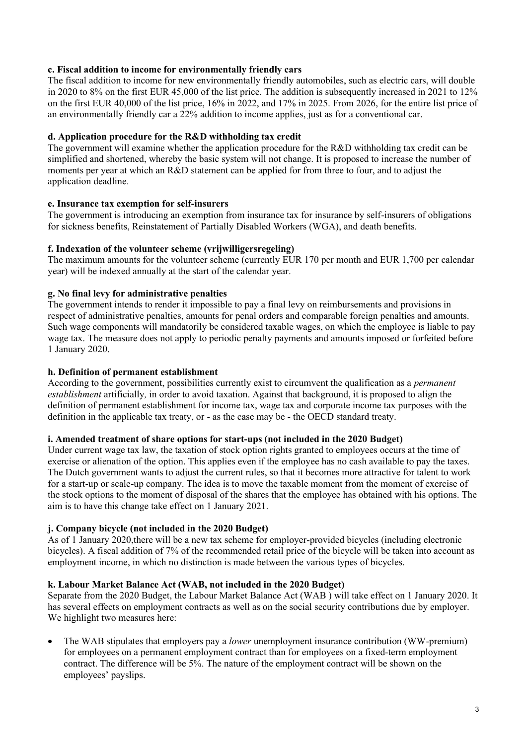### c. Fiscal addition to income for environmentally friendly cars

The fiscal addition to income for new environmentally friendly automobiles, such as electric cars, will double in 2020 to 8% on the first EUR 45,000 of the list price. The addition is subsequently increased in 2021 to 12% on the first EUR 40,000 of the list price, 16% in 2022, and 17% in 2025. From 2026, for the entire list price of an environmentally friendly car a 22% addition to income applies, just as for a conventional car.

### d. Application procedure for the R&D withholding tax credit

The government will examine whether the application procedure for the R&D withholding tax credit can be simplified and shortened, whereby the basic system will not change. It is proposed to increase the number of moments per year at which an R&D statement can be applied for from three to four, and to adjust the application deadline.

### e. Insurance tax exemption for self-insurers

The government is introducing an exemption from insurance tax for insurance by self-insurers of obligations for sickness benefits, Reinstatement of Partially Disabled Workers (WGA), and death benefits.

### f. Indexation of the volunteer scheme (vrijwilligersregeling)

The maximum amounts for the volunteer scheme (currently EUR 170 per month and EUR 1,700 per calendar year) will be indexed annually at the start of the calendar year.

### g. No final levy for administrative penalties

The government intends to render it impossible to pay a final levy on reimbursements and provisions in respect of administrative penalties, amounts for penal orders and comparable foreign penalties and amounts. Such wage components will mandatorily be considered taxable wages, on which the employee is liable to pay wage tax. The measure does not apply to periodic penalty payments and amounts imposed or forfeited before 1 January 2020.

### h. Definition of permanent establishment

According to the government, possibilities currently exist to circumvent the qualification as a *permanent establishment* artificially, in order to avoid taxation. Against that background, it is proposed to align the definition of permanent establishment for income tax, wage tax and corporate income tax purposes with the definition in the applicable tax treaty, or - as the case may be - the OECD standard treaty.

### i. Amended treatment of share options for start-ups (not included in the 2020 Budget)

Under current wage tax law, the taxation of stock option rights granted to employees occurs at the time of exercise or alienation of the option. This applies even if the employee has no cash available to pay the taxes. The Dutch government wants to adjust the current rules, so that it becomes more attractive for talent to work for a start-up or scale-up company. The idea is to move the taxable moment from the moment of exercise of the stock options to the moment of disposal of the shares that the employee has obtained with his options. The aim is to have this change take effect on 1 January 2021.

### j. Company bicycle (not included in the 2020 Budget)

As of 1 January 2020,there will be a new tax scheme for employer-provided bicycles (including electronic bicycles). A fiscal addition of 7% of the recommended retail price of the bicycle will be taken into account as employment income, in which no distinction is made between the various types of bicycles.

### k. Labour Market Balance Act (WAB, not included in the 2020 Budget)

Separate from the 2020 Budget, the Labour Market Balance Act (WAB ) will take effect on 1 January 2020. It has several effects on employment contracts as well as on the social security contributions due by employer. We highlight two measures here:

- The WAB stipulates that employers pay a *lower* unemployment insurance contribution (WW-premium) for employees on a permanent employment contract than for employees on a fixed-term employment contract. The difference will be 5%. The nature of the employment contract will be shown on the employees' payslips.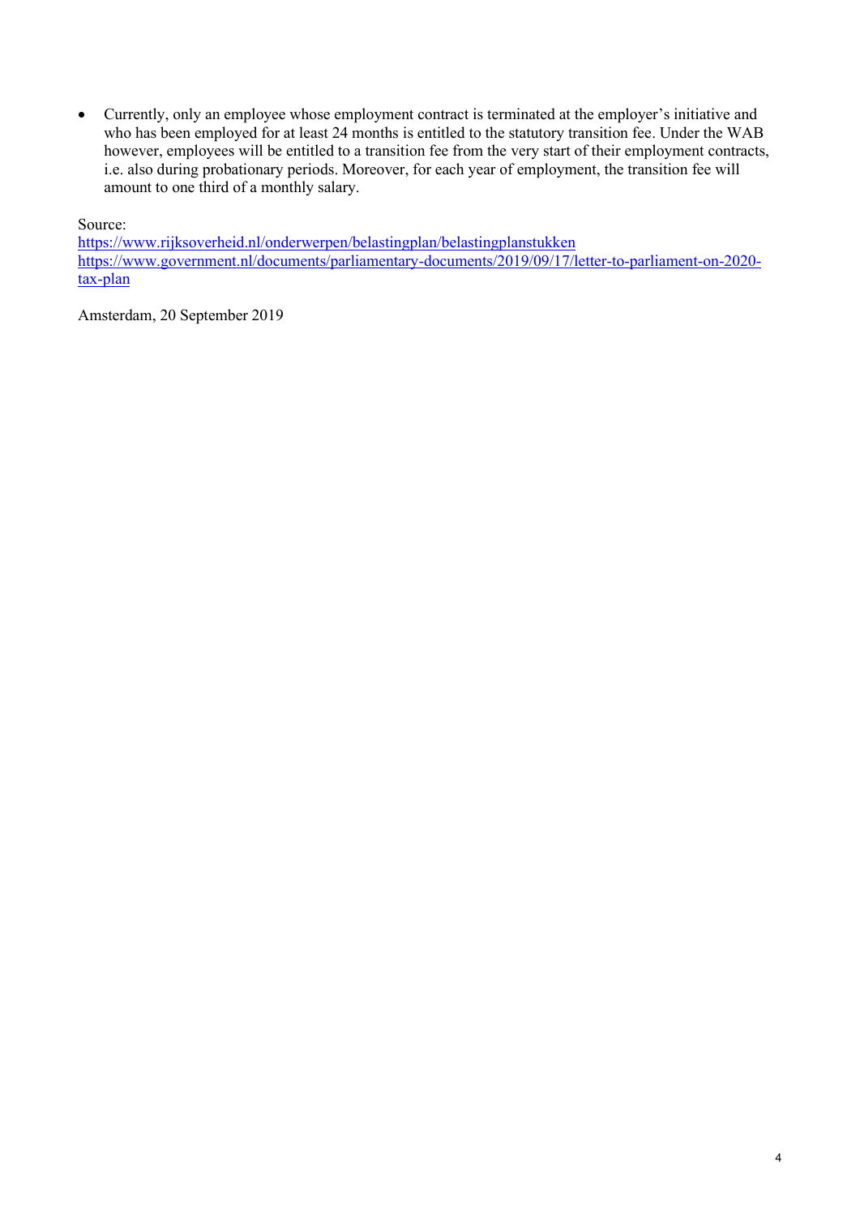- Currently, only an employee whose employment contract is terminated at the employer's initiative and who has been employed for at least 24 months is entitled to the statutory transition fee. Under the WAB however, employees will be entitled to a transition fee from the very start of their employment contracts, i.e. also during probationary periods. Moreover, for each year of employment, the transition fee will amount to one third of a monthly salary.

Source:
https://www.rijksoverheid.nl/onderwerpen/belastingplan/belastingplanstukken
https://www.government.nl/documents/parliamentary-documents/2019/09/17/letter-to-parliament-on-2020-tax-plan

Amsterdam, 20 September 2019